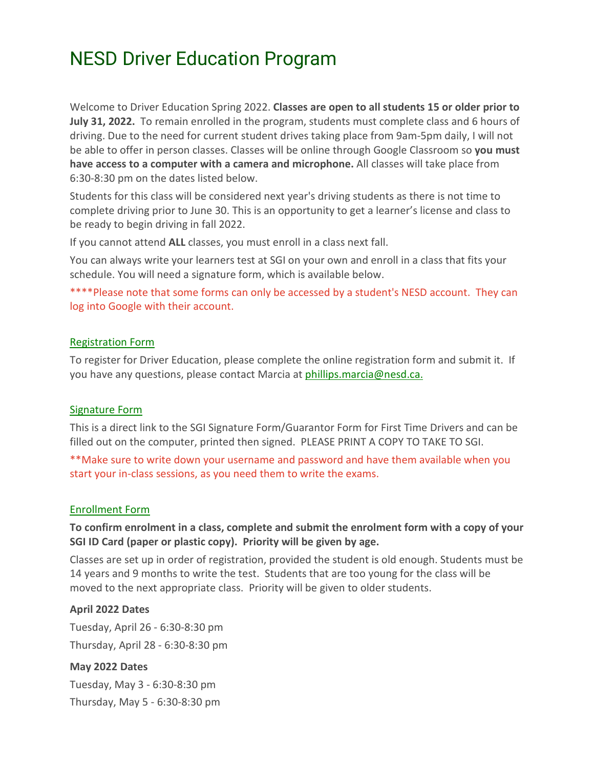# NESD Driver Education Program

Welcome to Driver Education Spring 2022. **Classes are open to all students 15 or older prior to July 31, 2022.** To remain enrolled in the program, students must complete class and 6 hours of driving. Due to the need for current student drives taking place from 9am-5pm daily, I will not be able to offer in person classes. Classes will be online through Google Classroom so **you must have access to a computer with a camera and microphone.** All classes will take place from 6:30-8:30 pm on the dates listed below.

Students for this class will be considered next year's driving students as there is not time to complete driving prior to June 30. This is an opportunity to get a learner's license and class to be ready to begin driving in fall 2022.

If you cannot attend **ALL** classes, you must enroll in a class next fall.

You can always write your learners test at SGI on your own and enroll in a class that fits your schedule. You will need a signature form, which is available below.

****Please note that some forms can only be accessed by a student's NESD account. They can log into Google with their account.

## Registration Form

To register for Driver Education, please complete the online registration form and submit it. If you have any questions, please contact Marcia at phillips.marcia@nesd.ca.

## Signature Form

This is a direct link to the SGI Signature Form/Guarantor Form for First Time Drivers and can be filled out on the computer, printed then signed. PLEASE PRINT A COPY TO TAKE TO SGI.

**Make sure to write down your username and password and have them available when you start your in-class sessions, as you need them to write the exams.

## Enrollment Form

**To confirm enrolment in a class, complete and submit the enrolment form with a copy of your SGI ID Card (paper or plastic copy). Priority will be given by age.**

Classes are set up in order of registration, provided the student is old enough. Students must be 14 years and 9 months to write the test. Students that are too young for the class will be moved to the next appropriate class. Priority will be given to older students.

**April 2022 Dates**

Tuesday, April 26 - 6:30-8:30 pm

Thursday, April 28 - 6:30-8:30 pm

**May 2022 Dates**

Tuesday, May 3 - 6:30-8:30 pm

Thursday, May 5 - 6:30-8:30 pm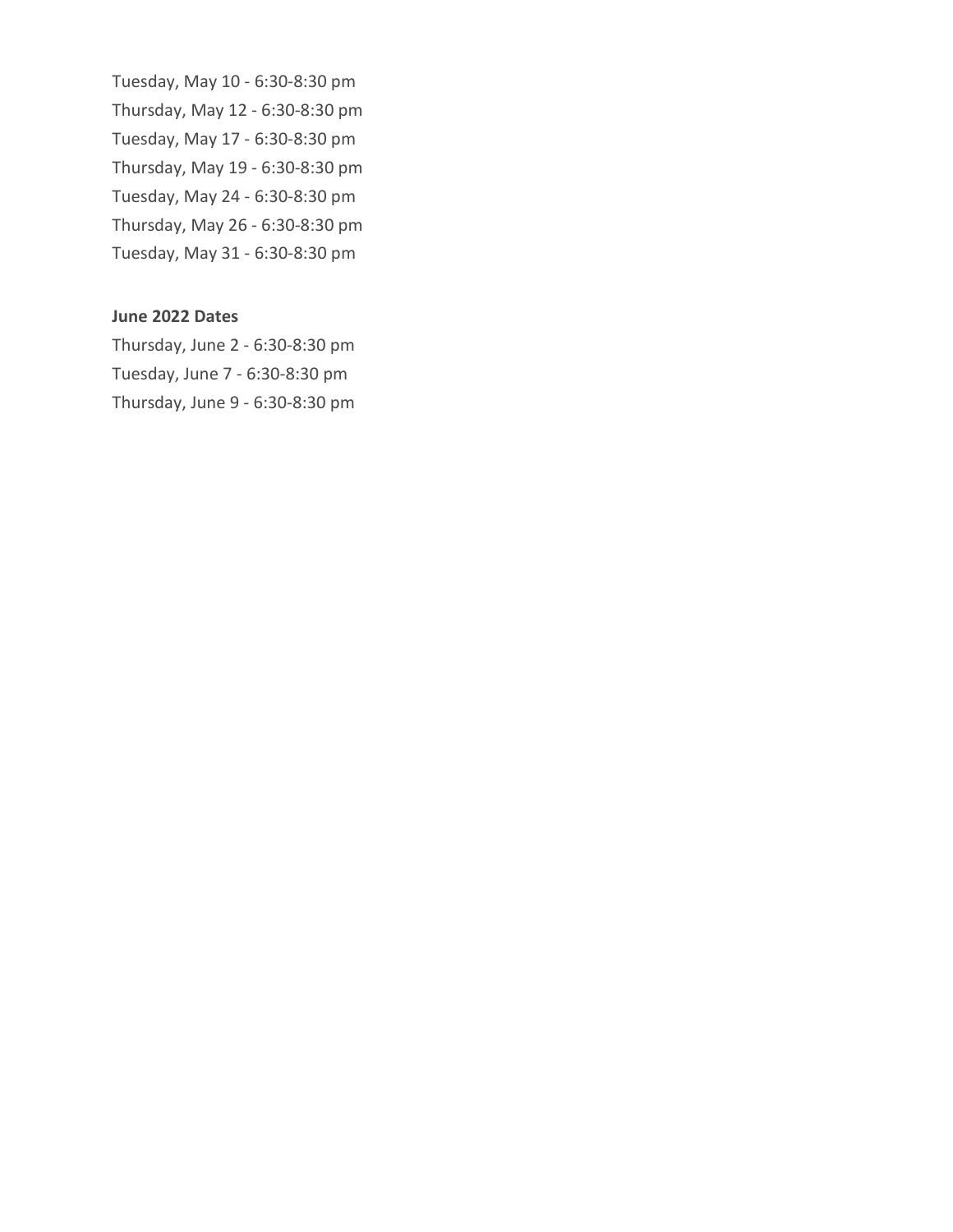Tuesday, May 10 - 6:30-8:30 pm
Thursday, May 12 - 6:30-8:30 pm
Tuesday, May 17 - 6:30-8:30 pm
Thursday, May 19 - 6:30-8:30 pm
Tuesday, May 24 - 6:30-8:30 pm
Thursday, May 26 - 6:30-8:30 pm
Tuesday, May 31 - 6:30-8:30 pm

**June 2022 Dates**

Thursday, June 2 - 6:30-8:30 pm
Tuesday, June 7 - 6:30-8:30 pm
Thursday, June 9 - 6:30-8:30 pm